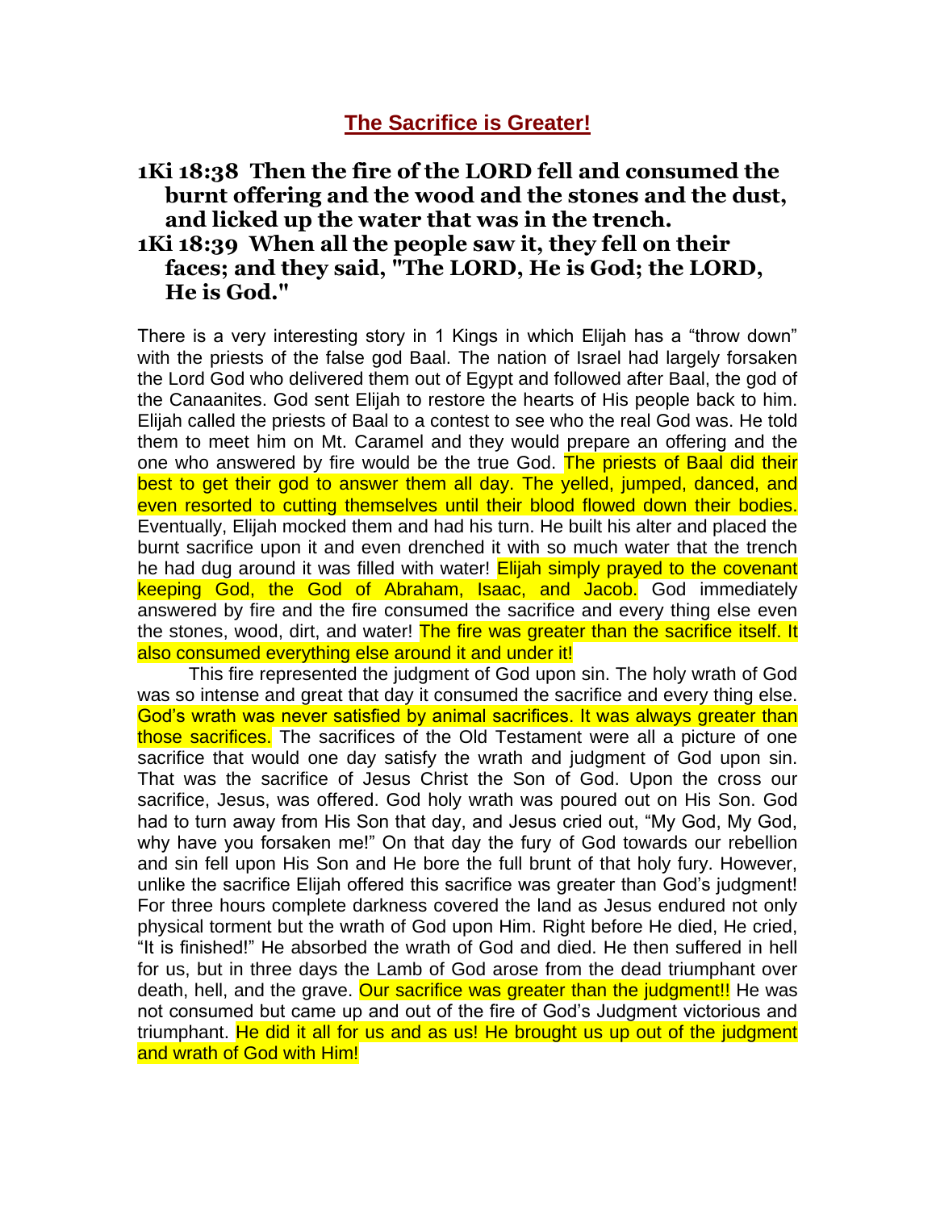# The Sacrifice is Greater!

**1Ki 18:38 Then the fire of the LORD fell and consumed the burnt offering and the wood and the stones and the dust, and licked up the water that was in the trench.**

**1Ki 18:39 When all the people saw it, they fell on their faces; and they said, "The LORD, He is God; the LORD, He is God."**

There is a very interesting story in 1 Kings in which Elijah has a "throw down" with the priests of the false god Baal. The nation of Israel had largely forsaken the Lord God who delivered them out of Egypt and followed after Baal, the god of the Canaanites. God sent Elijah to restore the hearts of His people back to him. Elijah called the priests of Baal to a contest to see who the real God was. He told them to meet him on Mt. Caramel and they would prepare an offering and the one who answered by fire would be the true God. The priests of Baal did their best to get their god to answer them all day. The yelled, jumped, danced, and even resorted to cutting themselves until their blood flowed down their bodies. Eventually, Elijah mocked them and had his turn. He built his alter and placed the burnt sacrifice upon it and even drenched it with so much water that the trench he had dug around it was filled with water! Elijah simply prayed to the covenant keeping God, the God of Abraham, Isaac, and Jacob. God immediately answered by fire and the fire consumed the sacrifice and every thing else even the stones, wood, dirt, and water! The fire was greater than the sacrifice itself. It also consumed everything else around it and under it!

This fire represented the judgment of God upon sin. The holy wrath of God was so intense and great that day it consumed the sacrifice and every thing else. God's wrath was never satisfied by animal sacrifices. It was always greater than those sacrifices. The sacrifices of the Old Testament were all a picture of one sacrifice that would one day satisfy the wrath and judgment of God upon sin. That was the sacrifice of Jesus Christ the Son of God. Upon the cross our sacrifice, Jesus, was offered. God holy wrath was poured out on His Son. God had to turn away from His Son that day, and Jesus cried out, "My God, My God, why have you forsaken me!" On that day the fury of God towards our rebellion and sin fell upon His Son and He bore the full brunt of that holy fury. However, unlike the sacrifice Elijah offered this sacrifice was greater than God's judgment! For three hours complete darkness covered the land as Jesus endured not only physical torment but the wrath of God upon Him. Right before He died, He cried, "It is finished!" He absorbed the wrath of God and died. He then suffered in hell for us, but in three days the Lamb of God arose from the dead triumphant over death, hell, and the grave. Our sacrifice was greater than the judgment!! He was not consumed but came up and out of the fire of God's Judgment victorious and triumphant. He did it all for us and as us! He brought us up out of the judgment and wrath of God with Him!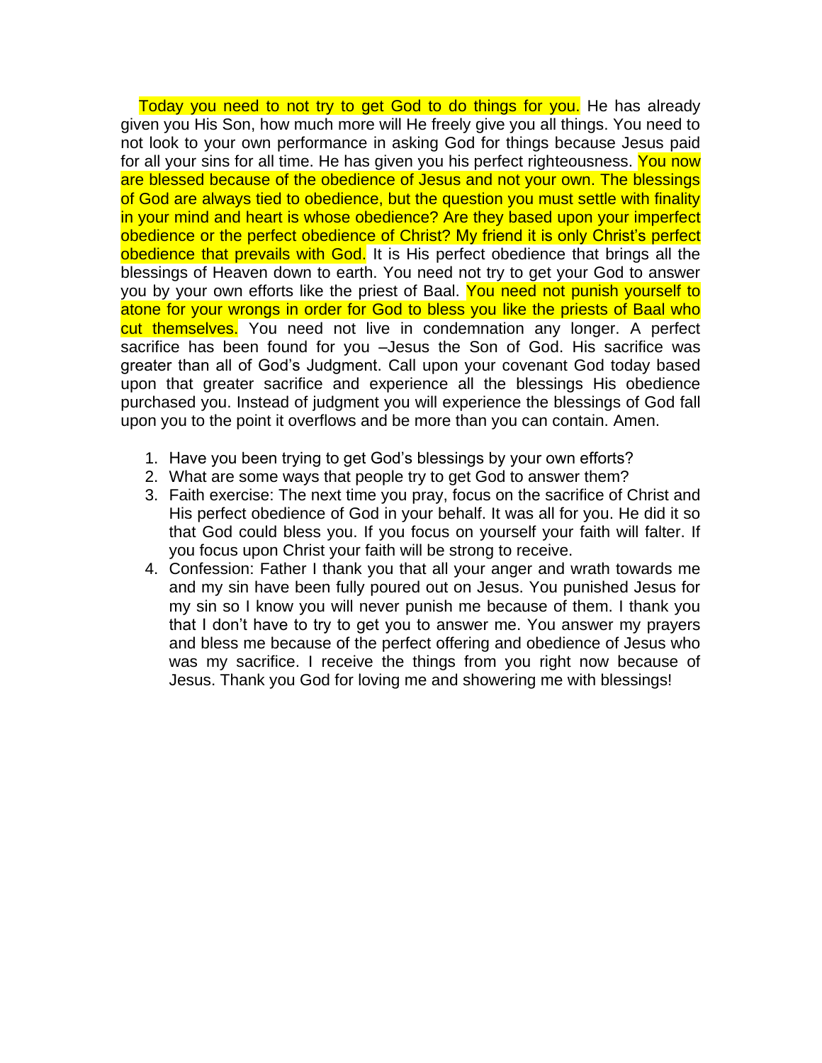Today you need to not try to get God to do things for you. He has already given you His Son, how much more will He freely give you all things. You need to not look to your own performance in asking God for things because Jesus paid for all your sins for all time. He has given you his perfect righteousness. You now are blessed because of the obedience of Jesus and not your own. The blessings of God are always tied to obedience, but the question you must settle with finality in your mind and heart is whose obedience? Are they based upon your imperfect obedience or the perfect obedience of Christ? My friend it is only Christ's perfect obedience that prevails with God. It is His perfect obedience that brings all the blessings of Heaven down to earth. You need not try to get your God to answer you by your own efforts like the priest of Baal. You need not punish yourself to atone for your wrongs in order for God to bless you like the priests of Baal who cut themselves. You need not live in condemnation any longer. A perfect sacrifice has been found for you –Jesus the Son of God. His sacrifice was greater than all of God's Judgment. Call upon your covenant God today based upon that greater sacrifice and experience all the blessings His obedience purchased you. Instead of judgment you will experience the blessings of God fall upon you to the point it overflows and be more than you can contain. Amen.

1. Have you been trying to get God's blessings by your own efforts?
2. What are some ways that people try to get God to answer them?
3. Faith exercise: The next time you pray, focus on the sacrifice of Christ and His perfect obedience of God in your behalf. It was all for you. He did it so that God could bless you. If you focus on yourself your faith will falter. If you focus upon Christ your faith will be strong to receive.
4. Confession: Father I thank you that all your anger and wrath towards me and my sin have been fully poured out on Jesus. You punished Jesus for my sin so I know you will never punish me because of them. I thank you that I don't have to try to get you to answer me. You answer my prayers and bless me because of the perfect offering and obedience of Jesus who was my sacrifice. I receive the things from you right now because of Jesus. Thank you God for loving me and showering me with blessings!